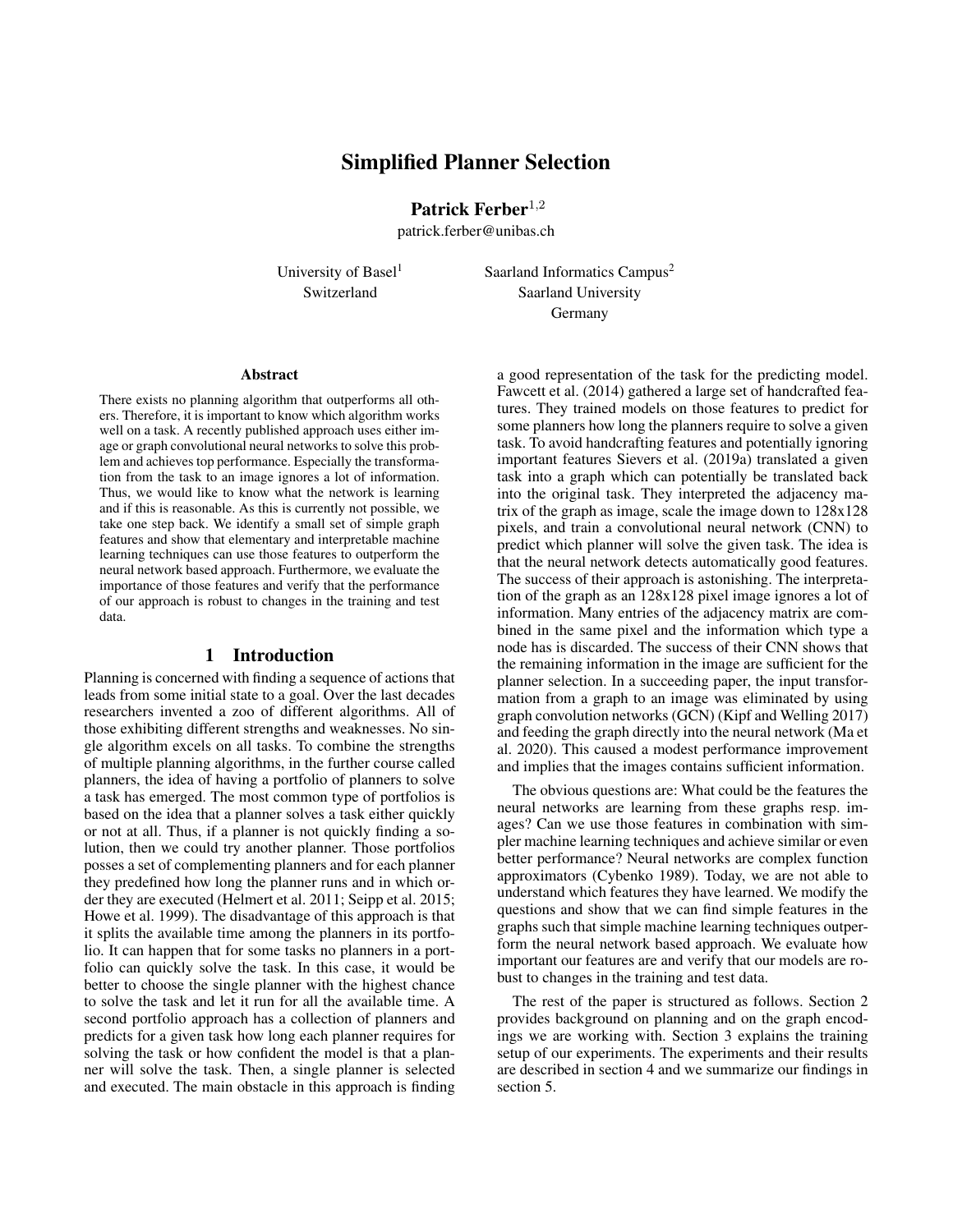# Simplified Planner Selection

**Patrick Ferber**[1,2]

patrick.ferber@unibas.ch

University of Basel[1]
Switzerland

Saarland Informatics Campus[2]
Saarland University
Germany

### Abstract

There exists no planning algorithm that outperforms all others. Therefore, it is important to know which algorithm works well on a task. A recently published approach uses either image or graph convolutional neural networks to solve this problem and achieves top performance. Especially the transformation from the task to an image ignores a lot of information. Thus, we would like to know what the network is learning and if this is reasonable. As this is currently not possible, we take one step back. We identify a small set of simple graph features and show that elementary and interpretable machine learning techniques can use those features to outperform the neural network based approach. Furthermore, we evaluate the importance of those features and verify that the performance of our approach is robust to changes in the training and test data.

## 1 Introduction

Planning is concerned with finding a sequence of actions that leads from some initial state to a goal. Over the last decades researchers invented a zoo of different algorithms. All of those exhibiting different strengths and weaknesses. No single algorithm excels on all tasks. To combine the strengths of multiple planning algorithms, in the further course called planners, the idea of having a portfolio of planners to solve a task has emerged. The most common type of portfolios is based on the idea that a planner solves a task either quickly or not at all. Thus, if a planner is not quickly finding a solution, then we could try another planner. Those portfolios posses a set of complementing planners and for each planner they predefined how long the planner runs and in which order they are executed (Helmert et al. 2011; Seipp et al. 2015; Howe et al. 1999). The disadvantage of this approach is that it splits the available time among the planners in its portfolio. It can happen that for some tasks no planners in a portfolio can quickly solve the task. In this case, it would be better to choose the single planner with the highest chance to solve the task and let it run for all the available time. A second portfolio approach has a collection of planners and predicts for a given task how long each planner requires for solving the task or how confident the model is that a planner will solve the task. Then, a single planner is selected and executed. The main obstacle in this approach is finding a good representation of the task for the predicting model. Fawcett et al. (2014) gathered a large set of handcrafted features. They trained models on those features to predict for some planners how long the planners require to solve a given task. To avoid handcrafting features and potentially ignoring important features Sievers et al. (2019a) translated a given task into a graph which can potentially be translated back into the original task. They interpreted the adjacency matrix of the graph as image, scale the image down to 128x128 pixels, and train a convolutional neural network (CNN) to predict which planner will solve the given task. The idea is that the neural network detects automatically good features. The success of their approach is astonishing. The interpretation of the graph as an 128x128 pixel image ignores a lot of information. Many entries of the adjacency matrix are combined in the same pixel and the information which type a node has is discarded. The success of their CNN shows that the remaining information in the image are sufficient for the planner selection. In a succeeding paper, the input transformation from a graph to an image was eliminated by using graph convolution networks (GCN) (Kipf and Welling 2017) and feeding the graph directly into the neural network (Ma et al. 2020). This caused a modest performance improvement and implies that the images contains sufficient information.

The obvious questions are: What could be the features the neural networks are learning from these graphs resp. images? Can we use those features in combination with simpler machine learning techniques and achieve similar or even better performance? Neural networks are complex function approximators (Cybenko 1989). Today, we are not able to understand which features they have learned. We modify the questions and show that we can find simple features in the graphs such that simple machine learning techniques outperform the neural network based approach. We evaluate how important our features are and verify that our models are robust to changes in the training and test data.

The rest of the paper is structured as follows. Section 2 provides background on planning and on the graph encodings we are working with. Section 3 explains the training setup of our experiments. The experiments and their results are described in section 4 and we summarize our findings in section 5.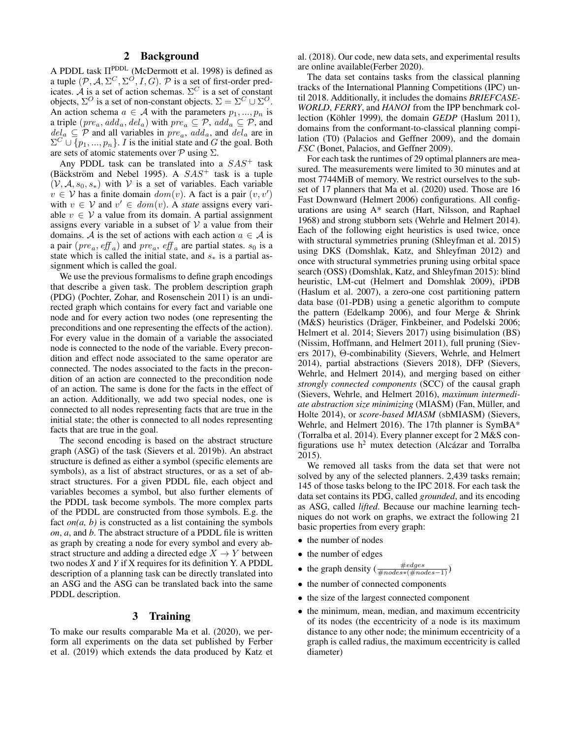## 2 Background

A PDDL task $\Pi^{\text{PDDL}}$ (McDermott et al. 1998) is defined as a tuple $(\mathcal{P}, \mathcal{A}, \Sigma^C, \Sigma^O, I, G)$. $\mathcal{P}$ is a set of first-order predicates. $\mathcal{A}$ is a set of action schemas. $\Sigma^C$ is a set of constant objects, $\Sigma^O$ is a set of non-constant objects. $\Sigma = \Sigma^C \cup \Sigma^O$. An action schema $a \in \mathcal{A}$ with the parameters $p_1, ..., p_n$ is a triple $(pre_a, add_a, del_a)$ with $pre_a \subseteq \mathcal{P}$, $add_a \subseteq \mathcal{P}$, and $del_a \subseteq \mathcal{P}$ and all variables in $pre_a$, $add_a$, and $del_a$ are in $\Sigma^C \cup \{p_1, ..., p_n\}$. $I$ is the initial state and $G$ the goal. Both are sets of atomic statements over $\mathcal{P}$ using $\Sigma$.

Any PDDL task can be translated into a $SAS^+$ task (Bäckström and Nebel 1995). A $SAS^+$ task is a tuple $(\mathcal{V}, \mathcal{A}, s_0, s_*)$ with $\mathcal{V}$ is a set of variables. Each variable $v \in \mathcal{V}$ has a finite domain $dom(v)$. A fact is a pair $(v, v')$ with $v \in \mathcal{V}$ and $v' \in dom(v)$. A *state* assigns every variable $v \in \mathcal{V}$ a value from its domain. A partial assignment assigns every variable in a subset of $\mathcal{V}$ a value from their domains. $\mathcal{A}$ is the set of actions with each action $a \in \mathcal{A}$ is a pair $(pre_a, \mathit{eff}_a)$ and $pre_a$, $\mathit{eff}_a$ are partial states. $s_0$ is a state which is called the initial state, and $s_*$ is a partial assignment which is called the goal.

We use the previous formalisms to define graph encodings that describe a given task. The problem description graph (PDG) (Pochter, Zohar, and Rosenschein 2011) is an undirected graph which contains for every fact and variable one node and for every action two nodes (one representing the preconditions and one representing the effects of the action). For every value in the domain of a variable the associated node is connected to the node of the variable. Every precondition and effect node associated to the same operator are connected. The nodes associated to the facts in the precondition of an action are connected to the precondition node of an action. The same is done for the facts in the effect of an action. Additionally, we add two special nodes, one is connected to all nodes representing facts that are true in the initial state; the other is connected to all nodes representing facts that are true in the goal.

The second encoding is based on the abstract structure graph (ASG) of the task (Sievers et al. 2019b). An abstract structure is defined as either a symbol (specific elements are symbols), as a list of abstract structures, or as a set of abstract structures. For a given PDDL file, each object and variables becomes a symbol, but also further elements of the PDDL task become symbols. The more complex parts of the PDDL are constructed from those symbols. E.g. the fact *on(a, b)* is constructed as a list containing the symbols *on*, *a*, and *b*. The abstract structure of a PDDL file is written as graph by creating a node for every symbol and every abstract structure and adding a directed edge $X \rightarrow Y$ between two nodes *X* and *Y* if X requires for its definition Y. A PDDL description of a planning task can be directly translated into an ASG and the ASG can be translated back into the same PDDL description.

## 3 Training

To make our results comparable Ma et al. (2020), we perform all experiments on the data set published by Ferber et al. (2019) which extends the data produced by Katz et al. (2018). Our code, new data sets, and experimental results are online available(Ferber 2020).

The data set contains tasks from the classical planning tracks of the International Planning Competitions (IPC) until 2018. Additionally, it includes the domains *BRIEFCASE-WORLD*, *FERRY*, and *HANOI* from the IPP benchmark collection (Köhler 1999), the domain *GEDP* (Haslum 2011), domains from the conformant-to-classical planning compilation (T0) (Palacios and Geffner 2009), and the domain *FSC* (Bonet, Palacios, and Geffner 2009).

For each task the runtimes of 29 optimal planners are measured. The measurements were limited to 30 minutes and at most 7744MiB of memory. We restrict ourselves to the subset of 17 planners that Ma et al. (2020) used. Those are 16 Fast Downward (Helmert 2006) configurations. All configurations are using A* search (Hart, Nilsson, and Raphael 1968) and strong stubborn sets (Wehrle and Helmert 2014). Each of the following eight heuristics is used twice, once with structural symmetries pruning (Shleyfman et al. 2015) using DKS (Domshlak, Katz, and Shleyfman 2012) and once with structural symmetries pruning using orbital space search (OSS) (Domshlak, Katz, and Shleyfman 2015): blind heuristic, LM-cut (Helmert and Domshlak 2009), iPDB (Haslum et al. 2007), a zero-one cost partitioning pattern data base (01-PDB) using a genetic algorithm to compute the pattern (Edelkamp 2006), and four Merge & Shrink (M&S) heuristics (Dräger, Finkbeiner, and Podelski 2006; Helmert et al. 2014; Sievers 2017) using bisimulation (BS) (Nissim, Hoffmann, and Helmert 2011), full pruning (Sievers 2017), Θ-combinability (Sievers, Wehrle, and Helmert 2014), partial abstractions (Sievers 2018), DFP (Sievers, Wehrle, and Helmert 2014), and merging based on either *strongly connected components* (SCC) of the causal graph (Sievers, Wehrle, and Helmert 2016), *maximum intermediate abstraction size minimizing* (MIASM) (Fan, Müller, and Holte 2014), or *score-based MIASM* (sbMIASM) (Sievers, Wehrle, and Helmert 2016). The 17th planner is SymBA* (Torralba et al. 2014). Every planner except for 2 M&S configurations use $h^2$ mutex detection (Alcázar and Torralba 2015).

We removed all tasks from the data set that were not solved by any of the selected planners. 2,439 tasks remain; 145 of those tasks belong to the IPC 2018. For each task the data set contains its PDG, called *grounded*, and its encoding as ASG, called *lifted*. Because our machine learning techniques do not work on graphs, we extract the following 21 basic properties from every graph:

- the number of nodes
- the number of edges
- the graph density ($\frac{\#edges}{\#nodes*(\#nodes-1)}$)
- the number of connected components
- the size of the largest connected component
- the minimum, mean, median, and maximum eccentricity of its nodes (the eccentricity of a node is its maximum distance to any other node; the minimum eccentricity of a graph is called radius, the maximum eccentricity is called diameter)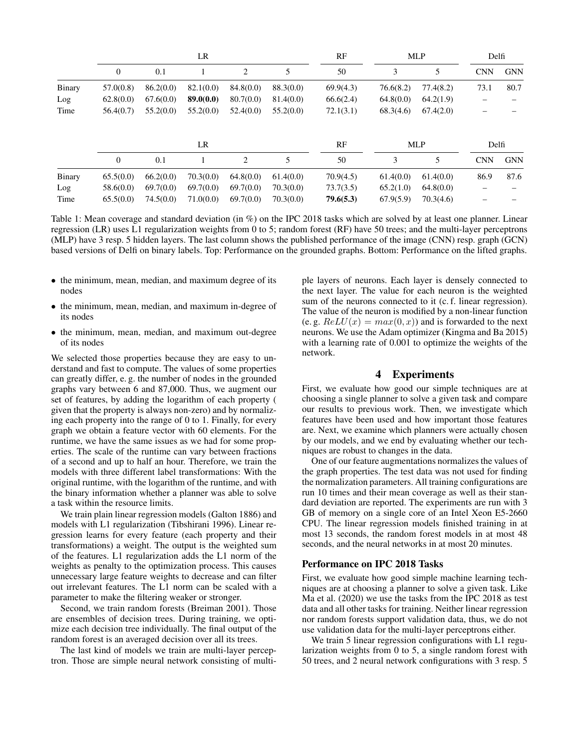| | LR | | | | | RF | MLP | | Delfi | |
|---|---|---|---|---|---|---|---|---|---|---|
| | 0 | 0.1 | 1 | 2 | 5 | 50 | 3 | 5 | CNN | GNN |
| Binary | 57.0(0.8) | 86.2(0.0) | 82.1(0.0) | 84.8(0.0) | 88.3(0.0) | 69.9(4.3) | 76.6(8.2) | 77.4(8.2) | 73.1 | 80.7 |
| Log | 62.8(0.0) | 67.6(0.0) | **89.0(0.0)** | 80.7(0.0) | 81.4(0.0) | 66.6(2.4) | 64.8(0.0) | 64.2(1.9) | – | – |
| Time | 56.4(0.7) | 55.2(0.0) | 55.2(0.0) | 52.4(0.0) | 55.2(0.0) | 72.1(3.1) | 68.3(4.6) | 67.4(2.0) | – | – |

| | LR | | | | | RF | MLP | | Delfi | |
|---|---|---|---|---|---|---|---|---|---|---|
| | 0 | 0.1 | 1 | 2 | 5 | 50 | 3 | 5 | CNN | GNN |
| Binary | 65.5(0.0) | 66.2(0.0) | 70.3(0.0) | 64.8(0.0) | 61.4(0.0) | 70.9(4.5) | 61.4(0.0) | 61.4(0.0) | 86.9 | 87.6 |
| Log | 58.6(0.0) | 69.7(0.0) | 69.7(0.0) | 69.7(0.0) | 70.3(0.0) | 73.7(3.5) | 65.2(1.0) | 64.8(0.0) | – | – |
| Time | 65.5(0.0) | 74.5(0.0) | 71.0(0.0) | 69.7(0.0) | 70.3(0.0) | **79.6(5.3)** | 67.9(5.9) | 70.3(4.6) | – | – |

Table 1: Mean coverage and standard deviation (in %) on the IPC 2018 tasks which are solved by at least one planner. Linear regression (LR) uses L1 regularization weights from 0 to 5; random forest (RF) have 50 trees; and the multi-layer perceptrons (MLP) have 3 resp. 5 hidden layers. The last column shows the published performance of the image (CNN) resp. graph (GCN) based versions of Delfi on binary labels. Top: Performance on the grounded graphs. Bottom: Performance on the lifted graphs.

- the minimum, mean, median, and maximum degree of its nodes
- the minimum, mean, median, and maximum in-degree of its nodes
- the minimum, mean, median, and maximum out-degree of its nodes

We selected those properties because they are easy to understand and fast to compute. The values of some properties can greatly differ, e. g. the number of nodes in the grounded graphs vary between 6 and 87,000. Thus, we augment our set of features, by adding the logarithm of each property ( given that the property is always non-zero) and by normalizing each property into the range of 0 to 1. Finally, for every graph we obtain a feature vector with 60 elements. For the runtime, we have the same issues as we had for some properties. The scale of the runtime can vary between fractions of a second and up to half an hour. Therefore, we train the models with three different label transformations: With the original runtime, with the logarithm of the runtime, and with the binary information whether a planner was able to solve a task within the resource limits.

We train plain linear regression models (Galton 1886) and models with L1 regularization (Tibshirani 1996). Linear regression learns for every feature (each property and their transformations) a weight. The output is the weighted sum of the features. L1 regularization adds the L1 norm of the weights as penalty to the optimization process. This causes unnecessary large feature weights to decrease and can filter out irrelevant features. The L1 norm can be scaled with a parameter to make the filtering weaker or stronger.

Second, we train random forests (Breiman 2001). Those are ensembles of decision trees. During training, we optimize each decision tree individually. The final output of the random forest is an averaged decision over all its trees.

The last kind of models we train are multi-layer perceptron. Those are simple neural network consisting of multiple layers of neurons. Each layer is densely connected to the next layer. The value for each neuron is the weighted sum of the neurons connected to it (c. f. linear regression). The value of the neuron is modified by a non-linear function (e. g. $ReLU(x) = max(0, x)$) and is forwarded to the next neurons. We use the Adam optimizer (Kingma and Ba 2015) with a learning rate of 0.001 to optimize the weights of the network.

## 4 Experiments

First, we evaluate how good our simple techniques are at choosing a single planner to solve a given task and compare our results to previous work. Then, we investigate which features have been used and how important those features are. Next, we examine which planners were actually chosen by our models, and we end by evaluating whether our techniques are robust to changes in the data.

One of our feature augmentations normalizes the values of the graph properties. The test data was not used for finding the normalization parameters. All training configurations are run 10 times and their mean coverage as well as their standard deviation are reported. The experiments are run with 3 GB of memory on a single core of an Intel Xeon E5-2660 CPU. The linear regression models finished training in at most 13 seconds, the random forest models in at most 48 seconds, and the neural networks in at most 20 minutes.

### Performance on IPC 2018 Tasks

First, we evaluate how good simple machine learning techniques are at choosing a planner to solve a given task. Like Ma et al. (2020) we use the tasks from the IPC 2018 as test data and all other tasks for training. Neither linear regression nor random forests support validation data, thus, we do not use validation data for the multi-layer perceptrons either.

We train 5 linear regression configurations with L1 regularization weights from 0 to 5, a single random forest with 50 trees, and 2 neural network configurations with 3 resp. 5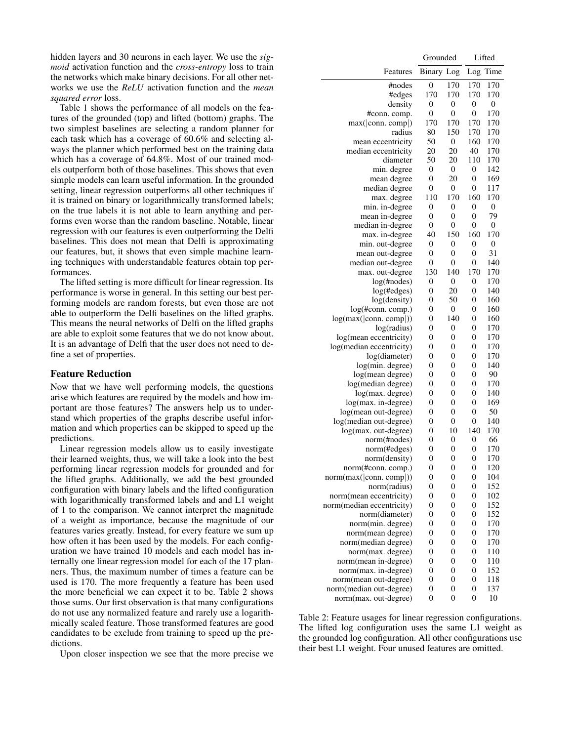hidden layers and 30 neurons in each layer. We use the *sigmoid* activation function and the *cross-entropy* loss to train the networks which make binary decisions. For all other networks we use the *ReLU* activation function and the *mean squared error* loss.

Table 1 shows the performance of all models on the features of the grounded (top) and lifted (bottom) graphs. The two simplest baselines are selecting a random planner for each task which has a coverage of 60.6% and selecting always the planner which performed best on the training data which has a coverage of 64.8%. Most of our trained models outperform both of those baselines. This shows that even simple models can learn useful information. In the grounded setting, linear regression outperforms all other techniques if it is trained on binary or logarithmically transformed labels; on the true labels it is not able to learn anything and performs even worse than the random baseline. Notable, linear regression with our features is even outperforming the Delfi baselines. This does not mean that Delfi is approximating our features, but, it shows that even simple machine learning techniques with understandable features obtain top performances.

The lifted setting is more difficult for linear regression. Its performance is worse in general. In this setting our best performing models are random forests, but even those are not able to outperform the Delfi baselines on the lifted graphs. This means the neural networks of Delfi on the lifted graphs are able to exploit some features that we do not know about. It is an advantage of Delfi that the user does not need to define a set of properties.

## Feature Reduction

Now that we have well performing models, the questions arise which features are required by the models and how important are those features? The answers help us to understand which properties of the graphs describe useful information and which properties can be skipped to speed up the predictions.

Linear regression models allow us to easily investigate their learned weights, thus, we will take a look into the best performing linear regression models for grounded and for the lifted graphs. Additionally, we add the best grounded configuration with binary labels and the lifted configuration with logarithmically transformed labels and and L1 weight of 1 to the comparison. We cannot interpret the magnitude of a weight as importance, because the magnitude of our features varies greatly. Instead, for every feature we sum up how often it has been used by the models. For each configuration we have trained 10 models and each model has internally one linear regression model for each of the 17 planners. Thus, the maximum number of times a feature can be used is 170. The more frequently a feature has been used the more beneficial we can expect it to be. Table 2 shows those sums. Our first observation is that many configurations do not use any normalized feature and rarely use a logarithmically scaled feature. Those transformed features are good candidates to be exclude from training to speed up the predictions.

Upon closer inspection we see that the more precise we

| | Grounded | | Lifted | |
|---|---|---|---|---|
| Features | Binary | Log | Log | Time |
| #nodes | 0 | 170 | 170 | 170 |
| #edges | 170 | 170 | 170 | 170 |
| density | 0 | 0 | 0 | 0 |
| #conn. comp. | 0 | 0 | 0 | 170 |
| max(\|conn. comp\|) | 170 | 170 | 170 | 170 |
| radius | 80 | 150 | 170 | 170 |
| mean eccentricity | 50 | 0 | 160 | 170 |
| median eccentricity | 20 | 20 | 40 | 170 |
| diameter | 50 | 20 | 110 | 170 |
| min. degree | 0 | 0 | 0 | 142 |
| mean degree | 0 | 20 | 0 | 169 |
| median degree | 0 | 0 | 0 | 117 |
| max. degree | 110 | 170 | 160 | 170 |
| min. in-degree | 0 | 0 | 0 | 0 |
| mean in-degree | 0 | 0 | 0 | 79 |
| median in-degree | 0 | 0 | 0 | 0 |
| max. in-degree | 40 | 150 | 160 | 170 |
| min. out-degree | 0 | 0 | 0 | 0 |
| mean out-degree | 0 | 0 | 0 | 31 |
| median out-degree | 0 | 0 | 0 | 140 |
| max. out-degree | 130 | 140 | 170 | 170 |
| log(#nodes) | 0 | 0 | 0 | 170 |
| log(#edges) | 0 | 20 | 0 | 140 |
| log(density) | 0 | 50 | 0 | 160 |
| log(#conn. comp.) | 0 | 0 | 0 | 160 |
| log(max(\|conn. comp\|)) | 0 | 140 | 0 | 160 |
| log(radius) | 0 | 0 | 0 | 170 |
| log(mean eccentricity) | 0 | 0 | 0 | 170 |
| log(median eccentricity) | 0 | 0 | 0 | 170 |
| log(diameter) | 0 | 0 | 0 | 170 |
| log(min. degree) | 0 | 0 | 0 | 140 |
| log(mean degree) | 0 | 0 | 0 | 90 |
| log(median degree) | 0 | 0 | 0 | 170 |
| log(max. degree) | 0 | 0 | 0 | 140 |
| log(max. in-degree) | 0 | 0 | 0 | 169 |
| log(mean out-degree) | 0 | 0 | 0 | 50 |
| log(median out-degree) | 0 | 0 | 0 | 140 |
| log(max. out-degree) | 0 | 10 | 140 | 170 |
| norm(#nodes) | 0 | 0 | 0 | 66 |
| norm(#edges) | 0 | 0 | 0 | 170 |
| norm(density) | 0 | 0 | 0 | 170 |
| norm(#conn. comp.) | 0 | 0 | 0 | 120 |
| norm(max(\|conn. comp\|)) | 0 | 0 | 0 | 104 |
| norm(radius) | 0 | 0 | 0 | 152 |
| norm(mean eccentricity) | 0 | 0 | 0 | 102 |
| norm(median eccentricity) | 0 | 0 | 0 | 152 |
| norm(diameter) | 0 | 0 | 0 | 152 |
| norm(min. degree) | 0 | 0 | 0 | 170 |
| norm(mean degree) | 0 | 0 | 0 | 170 |
| norm(median degree) | 0 | 0 | 0 | 170 |
| norm(max. degree) | 0 | 0 | 0 | 110 |
| norm(mean in-degree) | 0 | 0 | 0 | 110 |
| norm(max. in-degree) | 0 | 0 | 0 | 152 |
| norm(mean out-degree) | 0 | 0 | 0 | 118 |
| norm(median out-degree) | 0 | 0 | 0 | 137 |
| norm(max. out-degree) | 0 | 0 | 0 | 10 |

Table 2: Feature usages for linear regression configurations. The lifted log configuration uses the same L1 weight as the grounded log configuration. All other configurations use their best L1 weight. Four unused features are omitted.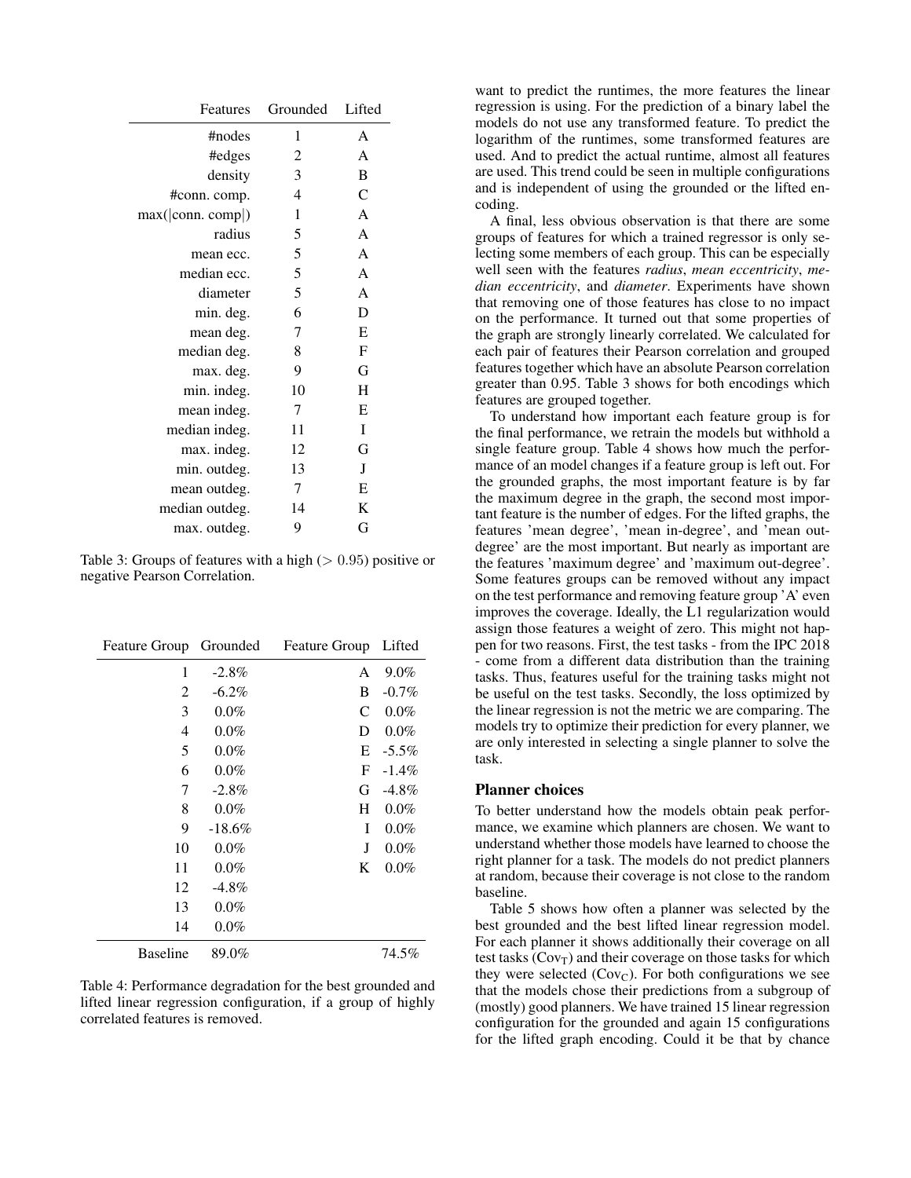| Features | Grounded | Lifted |
|---:|:---:|:---:|
| #nodes | 1 | A |
| #edges | 2 | A |
| density | 3 | B |
| #conn. comp. | 4 | C |
| max(\|conn. comp\|) | 1 | A |
| radius | 5 | A |
| mean ecc. | 5 | A |
| median ecc. | 5 | A |
| diameter | 5 | A |
| min. deg. | 6 | D |
| mean deg. | 7 | E |
| median deg. | 8 | F |
| max. deg. | 9 | G |
| min. indeg. | 10 | H |
| mean indeg. | 7 | E |
| median indeg. | 11 | I |
| max. indeg. | 12 | G |
| min. outdeg. | 13 | J |
| mean outdeg. | 7 | E |
| median outdeg. | 14 | K |
| max. outdeg. | 9 | G |

Table 3: Groups of features with a high ($> 0.95$) positive or negative Pearson Correlation.

| Feature Group | Grounded | Feature Group | Lifted |
|---:|---:|---:|---:|
| 1 | -2.8% | A | 9.0% |
| 2 | -6.2% | B | -0.7% |
| 3 | 0.0% | C | 0.0% |
| 4 | 0.0% | D | 0.0% |
| 5 | 0.0% | E | -5.5% |
| 6 | 0.0% | F | -1.4% |
| 7 | -2.8% | G | -4.8% |
| 8 | 0.0% | H | 0.0% |
| 9 | -18.6% | I | 0.0% |
| 10 | 0.0% | J | 0.0% |
| 11 | 0.0% | K | 0.0% |
| 12 | -4.8% | | |
| 13 | 0.0% | | |
| 14 | 0.0% | | |
| Baseline | 89.0% | | 74.5% |

Table 4: Performance degradation for the best grounded and lifted linear regression configuration, if a group of highly correlated features is removed.

want to predict the runtimes, the more features the linear regression is using. For the prediction of a binary label the models do not use any transformed feature. To predict the logarithm of the runtimes, some transformed features are used. And to predict the actual runtime, almost all features are used. This trend could be seen in multiple configurations and is independent of using the grounded or the lifted encoding.

A final, less obvious observation is that there are some groups of features for which a trained regressor is only selecting some members of each group. This can be especially well seen with the features *radius*, *mean eccentricity*, *median eccentricity*, and *diameter*. Experiments have shown that removing one of those features has close to no impact on the performance. It turned out that some properties of the graph are strongly linearly correlated. We calculated for each pair of features their Pearson correlation and grouped features together which have an absolute Pearson correlation greater than 0.95. Table 3 shows for both encodings which features are grouped together.

To understand how important each feature group is for the final performance, we retrain the models but withhold a single feature group. Table 4 shows how much the performance of an model changes if a feature group is left out. For the grounded graphs, the most important feature is by far the maximum degree in the graph, the second most important feature is the number of edges. For the lifted graphs, the features 'mean degree', 'mean in-degree', and 'mean out-degree' are the most important. But nearly as important are the features 'maximum degree' and 'maximum out-degree'. Some features groups can be removed without any impact on the test performance and removing feature group 'A' even improves the coverage. Ideally, the L1 regularization would assign those features a weight of zero. This might not happen for two reasons. First, the test tasks - from the IPC 2018 - come from a different data distribution than the training tasks. Thus, features useful for the training tasks might not be useful on the test tasks. Secondly, the loss optimized by the linear regression is not the metric we are comparing. The models try to optimize their prediction for every planner, we are only interested in selecting a single planner to solve the task.

## Planner choices

To better understand how the models obtain peak performance, we examine which planners are chosen. We want to understand whether those models have learned to choose the right planner for a task. The models do not predict planners at random, because their coverage is not close to the random baseline.

Table 5 shows how often a planner was selected by the best grounded and the best lifted linear regression model. For each planner it shows additionally their coverage on all test tasks ($\text{Cov}_\text{T}$) and their coverage on those tasks for which they were selected ($\text{Cov}_\text{C}$). For both configurations we see that the models chose their predictions from a subgroup of (mostly) good planners. We have trained 15 linear regression configuration for the grounded and again 15 configurations for the lifted graph encoding. Could it be that by chance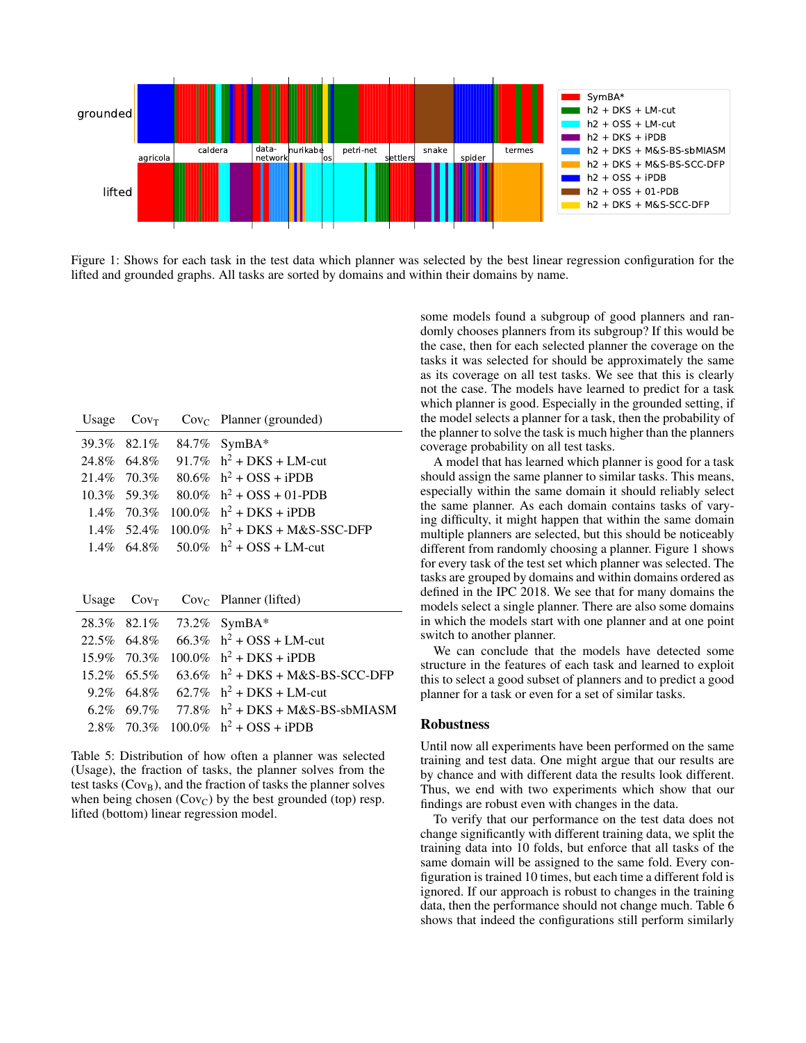Figure 1: Shows for each task in the test data which planner was selected by the best linear regression configuration for the lifted and grounded graphs. All tasks are sorted by domains and within their domains by name.

| Usage | $Cov_T$ | $Cov_C$ | Planner (grounded) |
|---|---|---|---|
| 39.3% | 82.1% | 84.7% | SymBA* |
| 24.8% | 64.8% | 91.7% | $h^2$ + DKS + LM-cut |
| 21.4% | 70.3% | 80.6% | $h^2$ + OSS + iPDB |
| 10.3% | 59.3% | 80.0% | $h^2$ + OSS + 01-PDB |
| 1.4% | 70.3% | 100.0% | $h^2$ + DKS + iPDB |
| 1.4% | 52.4% | 100.0% | $h^2$ + DKS + M&S-SSC-DFP |
| 1.4% | 64.8% | 50.0% | $h^2$ + OSS + LM-cut |

| Usage | $Cov_T$ | $Cov_C$ | Planner (lifted) |
|---|---|---|---|
| 28.3% | 82.1% | 73.2% | SymBA* |
| 22.5% | 64.8% | 66.3% | $h^2$ + OSS + LM-cut |
| 15.9% | 70.3% | 100.0% | $h^2$ + DKS + iPDB |
| 15.2% | 65.5% | 63.6% | $h^2$ + DKS + M&S-BS-SCC-DFP |
| 9.2% | 64.8% | 62.7% | $h^2$ + DKS + LM-cut |
| 6.2% | 69.7% | 77.8% | $h^2$ + DKS + M&S-BS-sbMIASM |
| 2.8% | 70.3% | 100.0% | $h^2$ + OSS + iPDB |

Table 5: Distribution of how often a planner was selected (Usage), the fraction of tasks, the planner solves from the test tasks ($Cov_B$), and the fraction of tasks the planner solves when being chosen ($Cov_C$) by the best grounded (top) resp. lifted (bottom) linear regression model.

some models found a subgroup of good planners and randomly chooses planners from its subgroup? If this would be the case, then for each selected planner the coverage on the tasks it was selected for should be approximately the same as its coverage on all test tasks. We see that this is clearly not the case. The models have learned to predict for a task which planner is good. Especially in the grounded setting, if the model selects a planner for a task, then the probability of the planner to solve the task is much higher than the planners coverage probability on all test tasks.

A model that has learned which planner is good for a task should assign the same planner to similar tasks. This means, especially within the same domain it should reliably select the same planner. As each domain contains tasks of varying difficulty, it might happen that within the same domain multiple planners are selected, but this should be noticeably different from randomly choosing a planner. Figure 1 shows for every task of the test set which planner was selected. The tasks are grouped by domains and within domains ordered as defined in the IPC 2018. We see that for many domains the models select a single planner. There are also some domains in which the models start with one planner and at one point switch to another planner.

We can conclude that the models have detected some structure in the features of each task and learned to exploit this to select a good subset of planners and to predict a good planner for a task or even for a set of similar tasks.

## Robustness

Until now all experiments have been performed on the same training and test data. One might argue that our results are by chance and with different data the results look different. Thus, we end with two experiments which show that our findings are robust even with changes in the data.

To verify that our performance on the test data does not change significantly with different training data, we split the training data into 10 folds, but enforce that all tasks of the same domain will be assigned to the same fold. Every configuration is trained 10 times, but each time a different fold is ignored. If our approach is robust to changes in the training data, then the performance should not change much. Table 6 shows that indeed the configurations still perform similarly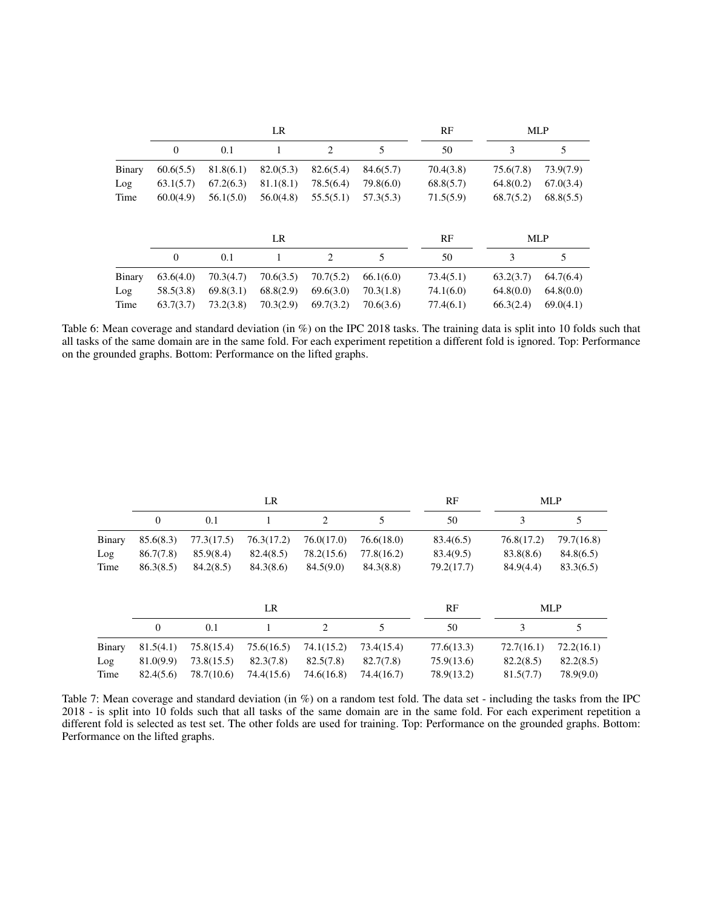| | LR | | | | | RF | MLP | |
|---|---|---|---|---|---|---|---|---|
| | 0 | 0.1 | 1 | 2 | 5 | 50 | 3 | 5 |
| Binary | 60.6(5.5) | 81.8(6.1) | 82.0(5.3) | 82.6(5.4) | 84.6(5.7) | 70.4(3.8) | 75.6(7.8) | 73.9(7.9) |
| Log | 63.1(5.7) | 67.2(6.3) | 81.1(8.1) | 78.5(6.4) | 79.8(6.0) | 68.8(5.7) | 64.8(0.2) | 67.0(3.4) |
| Time | 60.0(4.9) | 56.1(5.0) | 56.0(4.8) | 55.5(5.1) | 57.3(5.3) | 71.5(5.9) | 68.7(5.2) | 68.8(5.5) |

| | LR | | | | | RF | MLP | |
|---|---|---|---|---|---|---|---|---|
| | 0 | 0.1 | 1 | 2 | 5 | 50 | 3 | 5 |
| Binary | 63.6(4.0) | 70.3(4.7) | 70.6(3.5) | 70.7(5.2) | 66.1(6.0) | 73.4(5.1) | 63.2(3.7) | 64.7(6.4) |
| Log | 58.5(3.8) | 69.8(3.1) | 68.8(2.9) | 69.6(3.0) | 70.3(1.8) | 74.1(6.0) | 64.8(0.0) | 64.8(0.0) |
| Time | 63.7(3.7) | 73.2(3.8) | 70.3(2.9) | 69.7(3.2) | 70.6(3.6) | 77.4(6.1) | 66.3(2.4) | 69.0(4.1) |

Table 6: Mean coverage and standard deviation (in %) on the IPC 2018 tasks. The training data is split into 10 folds such that all tasks of the same domain are in the same fold. For each experiment repetition a different fold is ignored. Top: Performance on the grounded graphs. Bottom: Performance on the lifted graphs.

| | LR | | | | | RF | MLP | |
|---|---|---|---|---|---|---|---|---|
| | 0 | 0.1 | 1 | 2 | 5 | 50 | 3 | 5 |
| Binary | 85.6(8.3) | 77.3(17.5) | 76.3(17.2) | 76.0(17.0) | 76.6(18.0) | 83.4(6.5) | 76.8(17.2) | 79.7(16.8) |
| Log | 86.7(7.8) | 85.9(8.4) | 82.4(8.5) | 78.2(15.6) | 77.8(16.2) | 83.4(9.5) | 83.8(8.6) | 84.8(6.5) |
| Time | 86.3(8.5) | 84.2(8.5) | 84.3(8.6) | 84.5(9.0) | 84.3(8.8) | 79.2(17.7) | 84.9(4.4) | 83.3(6.5) |

| | LR | | | | | RF | MLP | |
|---|---|---|---|---|---|---|---|---|
| | 0 | 0.1 | 1 | 2 | 5 | 50 | 3 | 5 |
| Binary | 81.5(4.1) | 75.8(15.4) | 75.6(16.5) | 74.1(15.2) | 73.4(15.4) | 77.6(13.3) | 72.7(16.1) | 72.2(16.1) |
| Log | 81.0(9.9) | 73.8(15.5) | 82.3(7.8) | 82.5(7.8) | 82.7(7.8) | 75.9(13.6) | 82.2(8.5) | 82.2(8.5) |
| Time | 82.4(5.6) | 78.7(10.6) | 74.4(15.6) | 74.6(16.8) | 74.4(16.7) | 78.9(13.2) | 81.5(7.7) | 78.9(9.0) |

Table 7: Mean coverage and standard deviation (in %) on a random test fold. The data set - including the tasks from the IPC 2018 - is split into 10 folds such that all tasks of the same domain are in the same fold. For each experiment repetition a different fold is selected as test set. The other folds are used for training. Top: Performance on the grounded graphs. Bottom: Performance on the lifted graphs.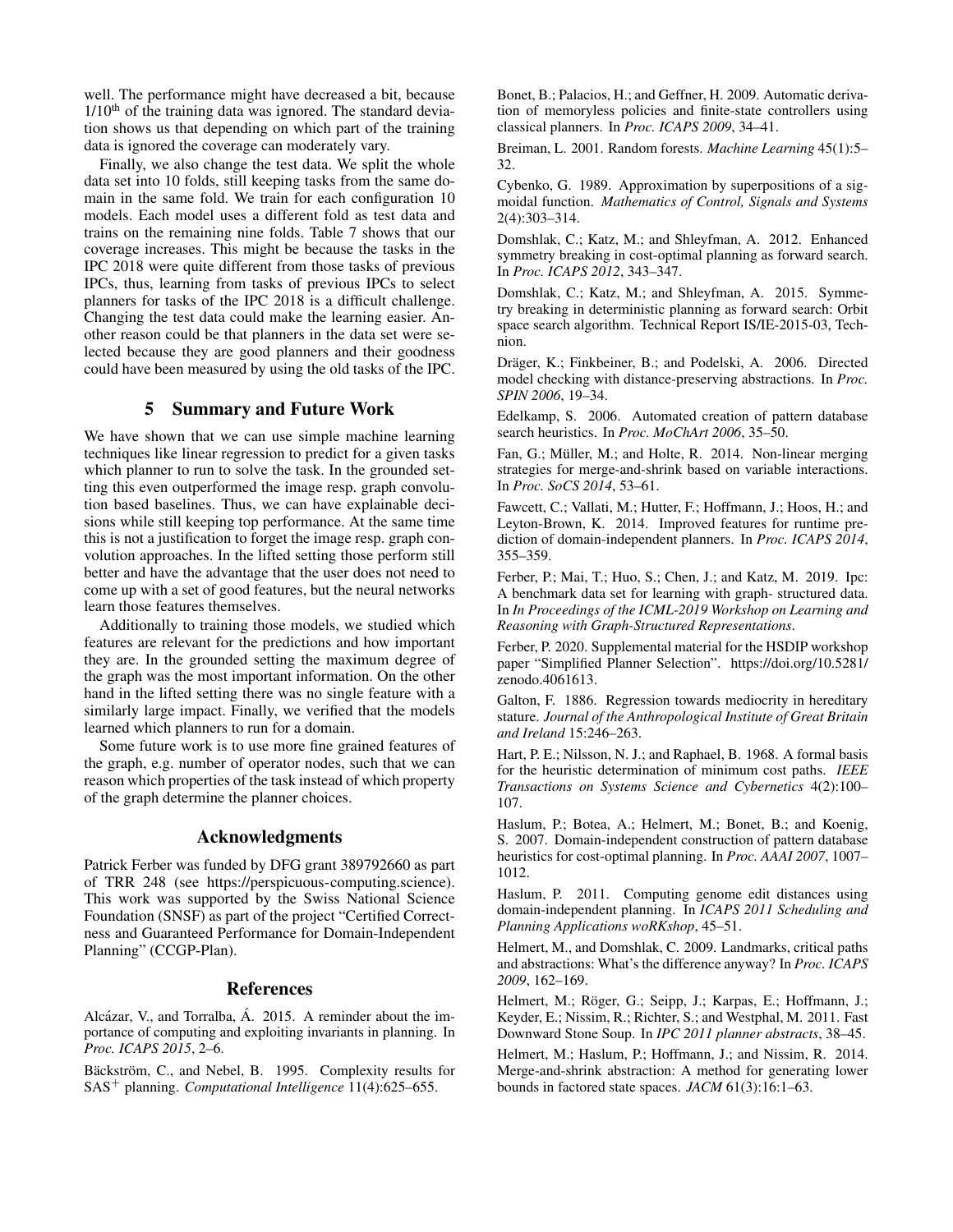well. The performance might have decreased a bit, because 1/10[th] of the training data was ignored. The standard deviation shows us that depending on which part of the training data is ignored the coverage can moderately vary.

Finally, we also change the test data. We split the whole data set into 10 folds, still keeping tasks from the same domain in the same fold. We train for each configuration 10 models. Each model uses a different fold as test data and trains on the remaining nine folds. Table 7 shows that our coverage increases. This might be because the tasks in the IPC 2018 were quite different from those tasks of previous IPCs, thus, learning from tasks of previous IPCs to select planners for tasks of the IPC 2018 is a difficult challenge. Changing the test data could make the learning easier. Another reason could be that planners in the data set were selected because they are good planners and their goodness could have been measured by using the old tasks of the IPC.

## 5 Summary and Future Work

We have shown that we can use simple machine learning techniques like linear regression to predict for a given tasks which planner to run to solve the task. In the grounded setting this even outperformed the image resp. graph convolution based baselines. Thus, we can have explainable decisions while still keeping top performance. At the same time this is not a justification to forget the image resp. graph convolution approaches. In the lifted setting those perform still better and have the advantage that the user does not need to come up with a set of good features, but the neural networks learn those features themselves.

Additionally to training those models, we studied which features are relevant for the predictions and how important they are. In the grounded setting the maximum degree of the graph was the most important information. On the other hand in the lifted setting there was no single feature with a similarly large impact. Finally, we verified that the models learned which planners to run for a domain.

Some future work is to use more fine grained features of the graph, e.g. number of operator nodes, such that we can reason which properties of the task instead of which property of the graph determine the planner choices.

## Acknowledgments

Patrick Ferber was funded by DFG grant 389792660 as part of TRR 248 (see https://perspicuous-computing.science). This work was supported by the Swiss National Science Foundation (SNSF) as part of the project "Certified Correctness and Guaranteed Performance for Domain-Independent Planning" (CCGP-Plan).

## References

Alcázar, V., and Torralba, Á. 2015. A reminder about the importance of computing and exploiting invariants in planning. In *Proc. ICAPS 2015*, 2–6.

Bäckström, C., and Nebel, B. 1995. Complexity results for $SAS^+$ planning. *Computational Intelligence* 11(4):625–655.

Bonet, B.; Palacios, H.; and Geffner, H. 2009. Automatic derivation of memoryless policies and finite-state controllers using classical planners. In *Proc. ICAPS 2009*, 34–41.

Breiman, L. 2001. Random forests. *Machine Learning* 45(1):5–32.

Cybenko, G. 1989. Approximation by superpositions of a sigmoidal function. *Mathematics of Control, Signals and Systems* 2(4):303–314.

Domshlak, C.; Katz, M.; and Shleyfman, A. 2012. Enhanced symmetry breaking in cost-optimal planning as forward search. In *Proc. ICAPS 2012*, 343–347.

Domshlak, C.; Katz, M.; and Shleyfman, A. 2015. Symmetry breaking in deterministic planning as forward search: Orbit space search algorithm. Technical Report IS/IE-2015-03, Technion.

Dräger, K.; Finkbeiner, B.; and Podelski, A. 2006. Directed model checking with distance-preserving abstractions. In *Proc. SPIN 2006*, 19–34.

Edelkamp, S. 2006. Automated creation of pattern database search heuristics. In *Proc. MoChArt 2006*, 35–50.

Fan, G.; Müller, M.; and Holte, R. 2014. Non-linear merging strategies for merge-and-shrink based on variable interactions. In *Proc. SoCS 2014*, 53–61.

Fawcett, C.; Vallati, M.; Hutter, F.; Hoffmann, J.; Hoos, H.; and Leyton-Brown, K. 2014. Improved features for runtime prediction of domain-independent planners. In *Proc. ICAPS 2014*, 355–359.

Ferber, P.; Mai, T.; Huo, S.; Chen, J.; and Katz, M. 2019. Ipc: A benchmark data set for learning with graph- structured data. In *In Proceedings of the ICML-2019 Workshop on Learning and Reasoning with Graph-Structured Representations*.

Ferber, P. 2020. Supplemental material for the HSDIP workshop paper "Simplified Planner Selection". https://doi.org/10.5281/zenodo.4061613.

Galton, F. 1886. Regression towards mediocrity in hereditary stature. *Journal of the Anthropological Institute of Great Britain and Ireland* 15:246–263.

Hart, P. E.; Nilsson, N. J.; and Raphael, B. 1968. A formal basis for the heuristic determination of minimum cost paths. *IEEE Transactions on Systems Science and Cybernetics* 4(2):100–107.

Haslum, P.; Botea, A.; Helmert, M.; Bonet, B.; and Koenig, S. 2007. Domain-independent construction of pattern database heuristics for cost-optimal planning. In *Proc. AAAI 2007*, 1007–1012.

Haslum, P. 2011. Computing genome edit distances using domain-independent planning. In *ICAPS 2011 Scheduling and Planning Applications woRKshop*, 45–51.

Helmert, M., and Domshlak, C. 2009. Landmarks, critical paths and abstractions: What's the difference anyway? In *Proc. ICAPS 2009*, 162–169.

Helmert, M.; Röger, G.; Seipp, J.; Karpas, E.; Hoffmann, J.; Keyder, E.; Nissim, R.; Richter, S.; and Westphal, M. 2011. Fast Downward Stone Soup. In *IPC 2011 planner abstracts*, 38–45.

Helmert, M.; Haslum, P.; Hoffmann, J.; and Nissim, R. 2014. Merge-and-shrink abstraction: A method for generating lower bounds in factored state spaces. *JACM* 61(3):16:1–63.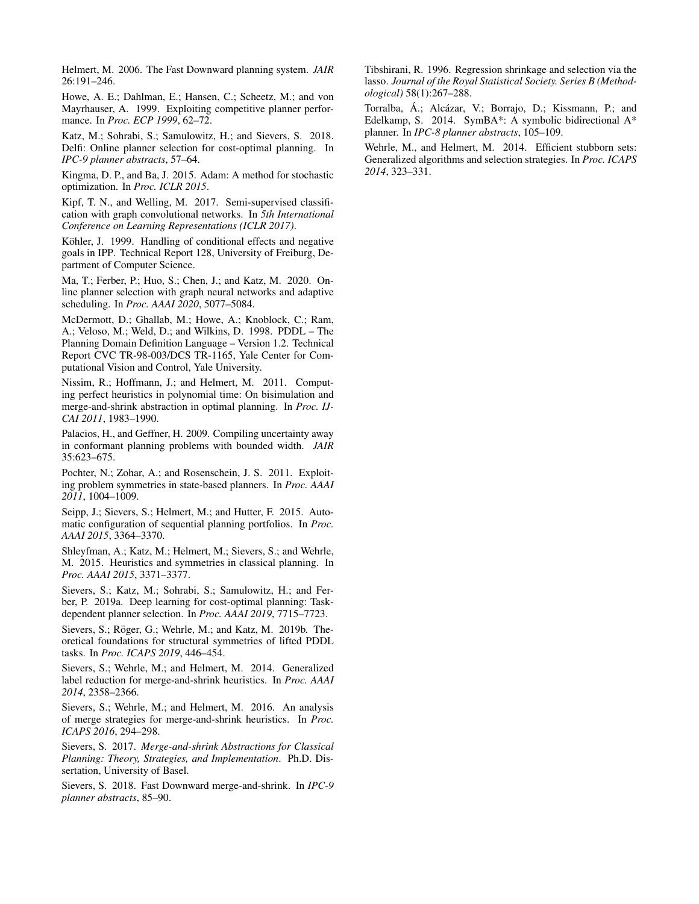Helmert, M. 2006. The Fast Downward planning system. *JAIR* 26:191–246.

Howe, A. E.; Dahlman, E.; Hansen, C.; Scheetz, M.; and von Mayrhauser, A. 1999. Exploiting competitive planner performance. In *Proc. ECP 1999*, 62–72.

Katz, M.; Sohrabi, S.; Samulowitz, H.; and Sievers, S. 2018. Delfi: Online planner selection for cost-optimal planning. In *IPC-9 planner abstracts*, 57–64.

Kingma, D. P., and Ba, J. 2015. Adam: A method for stochastic optimization. In *Proc. ICLR 2015*.

Kipf, T. N., and Welling, M. 2017. Semi-supervised classification with graph convolutional networks. In *5th International Conference on Learning Representations (ICLR 2017)*.

Köhler, J. 1999. Handling of conditional effects and negative goals in IPP. Technical Report 128, University of Freiburg, Department of Computer Science.

Ma, T.; Ferber, P.; Huo, S.; Chen, J.; and Katz, M. 2020. Online planner selection with graph neural networks and adaptive scheduling. In *Proc. AAAI 2020*, 5077–5084.

McDermott, D.; Ghallab, M.; Howe, A.; Knoblock, C.; Ram, A.; Veloso, M.; Weld, D.; and Wilkins, D. 1998. PDDL – The Planning Domain Definition Language – Version 1.2. Technical Report CVC TR-98-003/DCS TR-1165, Yale Center for Computational Vision and Control, Yale University.

Nissim, R.; Hoffmann, J.; and Helmert, M. 2011. Computing perfect heuristics in polynomial time: On bisimulation and merge-and-shrink abstraction in optimal planning. In *Proc. IJCAI 2011*, 1983–1990.

Palacios, H., and Geffner, H. 2009. Compiling uncertainty away in conformant planning problems with bounded width. *JAIR* 35:623–675.

Pochter, N.; Zohar, A.; and Rosenschein, J. S. 2011. Exploiting problem symmetries in state-based planners. In *Proc. AAAI 2011*, 1004–1009.

Seipp, J.; Sievers, S.; Helmert, M.; and Hutter, F. 2015. Automatic configuration of sequential planning portfolios. In *Proc. AAAI 2015*, 3364–3370.

Shleyfman, A.; Katz, M.; Helmert, M.; Sievers, S.; and Wehrle, M. 2015. Heuristics and symmetries in classical planning. In *Proc. AAAI 2015*, 3371–3377.

Sievers, S.; Katz, M.; Sohrabi, S.; Samulowitz, H.; and Ferber, P. 2019a. Deep learning for cost-optimal planning: Task-dependent planner selection. In *Proc. AAAI 2019*, 7715–7723.

Sievers, S.; Röger, G.; Wehrle, M.; and Katz, M. 2019b. Theoretical foundations for structural symmetries of lifted PDDL tasks. In *Proc. ICAPS 2019*, 446–454.

Sievers, S.; Wehrle, M.; and Helmert, M. 2014. Generalized label reduction for merge-and-shrink heuristics. In *Proc. AAAI 2014*, 2358–2366.

Sievers, S.; Wehrle, M.; and Helmert, M. 2016. An analysis of merge strategies for merge-and-shrink heuristics. In *Proc. ICAPS 2016*, 294–298.

Sievers, S. 2017. *Merge-and-shrink Abstractions for Classical Planning: Theory, Strategies, and Implementation*. Ph.D. Dissertation, University of Basel.

Sievers, S. 2018. Fast Downward merge-and-shrink. In *IPC-9 planner abstracts*, 85–90.

Tibshirani, R. 1996. Regression shrinkage and selection via the lasso. *Journal of the Royal Statistical Society. Series B (Methodological)* 58(1):267–288.

Torralba, Á.; Alcázar, V.; Borrajo, D.; Kissmann, P.; and Edelkamp, S. 2014. SymBA*: A symbolic bidirectional A* planner. In *IPC-8 planner abstracts*, 105–109.

Wehrle, M., and Helmert, M. 2014. Efficient stubborn sets: Generalized algorithms and selection strategies. In *Proc. ICAPS 2014*, 323–331.